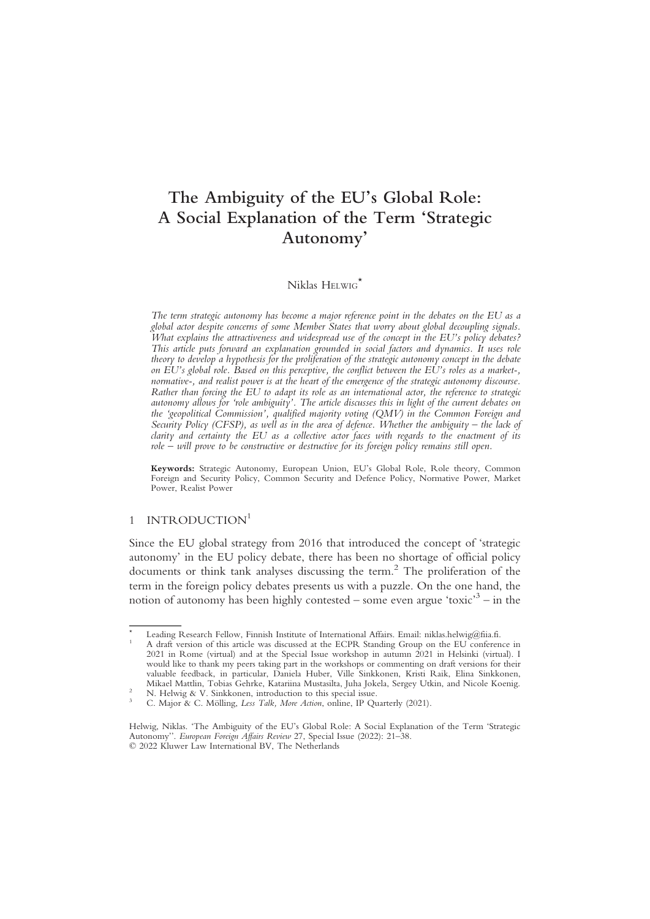# The Ambiguity of the EU's Global Role: A Social Explanation of the Term 'Strategic Autonomy'

Niklas HELWIG*

*The term strategic autonomy has become a major reference point in the debates on the EU as a global actor despite concerns of some Member States that worry about global decoupling signals. What explains the attractiveness and widespread use of the concept in the EU's policy debates? This article puts forward an explanation grounded in social factors and dynamics. It uses role theory to develop a hypothesis for the proliferation of the strategic autonomy concept in the debate on EU's global role. Based on this perceptive, the conflict between the EU's roles as a market-, normative-, and realist power is at the heart of the emergence of the strategic autonomy discourse. Rather than forcing the EU to adapt its role as an international actor, the reference to strategic autonomy allows for 'role ambiguity'. The article discusses this in light of the current debates on the 'geopolitical Commission', qualified majority voting (QMV) in the Common Foreign and Security Policy (CFSP), as well as in the area of defence. Whether the ambiguity – the lack of clarity and certainty the EU as a collective actor faces with regards to the enactment of its role – will prove to be constructive or destructive for its foreign policy remains still open.*

**Keywords:** Strategic Autonomy, European Union, EU's Global Role, Role theory, Common Foreign and Security Policy, Common Security and Defence Policy, Normative Power, Market Power, Realist Power

## 1 INTRODUCTION[1]

Since the EU global strategy from 2016 that introduced the concept of 'strategic autonomy' in the EU policy debate, there has been no shortage of official policy documents or think tank analyses discussing the term.[2] The proliferation of the term in the foreign policy debates presents us with a puzzle. On the one hand, the notion of autonomy has been highly contested – some even argue 'toxic'[3] – in the

---

\* Leading Research Fellow, Finnish Institute of International Affairs. Email: niklas.helwig@fiia.fi.

[1] A draft version of this article was discussed at the ECPR Standing Group on the EU conference in 2021 in Rome (virtual) and at the Special Issue workshop in autumn 2021 in Helsinki (virtual). I would like to thank my peers taking part in the workshops or commenting on draft versions for their valuable feedback, in particular, Daniela Huber, Ville Sinkkonen, Kristi Raik, Elina Sinkkonen, Mikael Mattlin, Tobias Gehrke, Katariina Mustasilta, Juha Jokela, Sergey Utkin, and Nicole Koenig.

[2] N. Helwig & V. Sinkkonen, introduction to this special issue.

[3] C. Major & C. Mölling, *Less Talk, More Action*, online, IP Quarterly (2021).

Helwig, Niklas. 'The Ambiguity of the EU's Global Role: A Social Explanation of the Term 'Strategic Autonomy''. *European Foreign Affairs Review* 27, Special Issue (2022): 21–38.
© 2022 Kluwer Law International BV, The Netherlands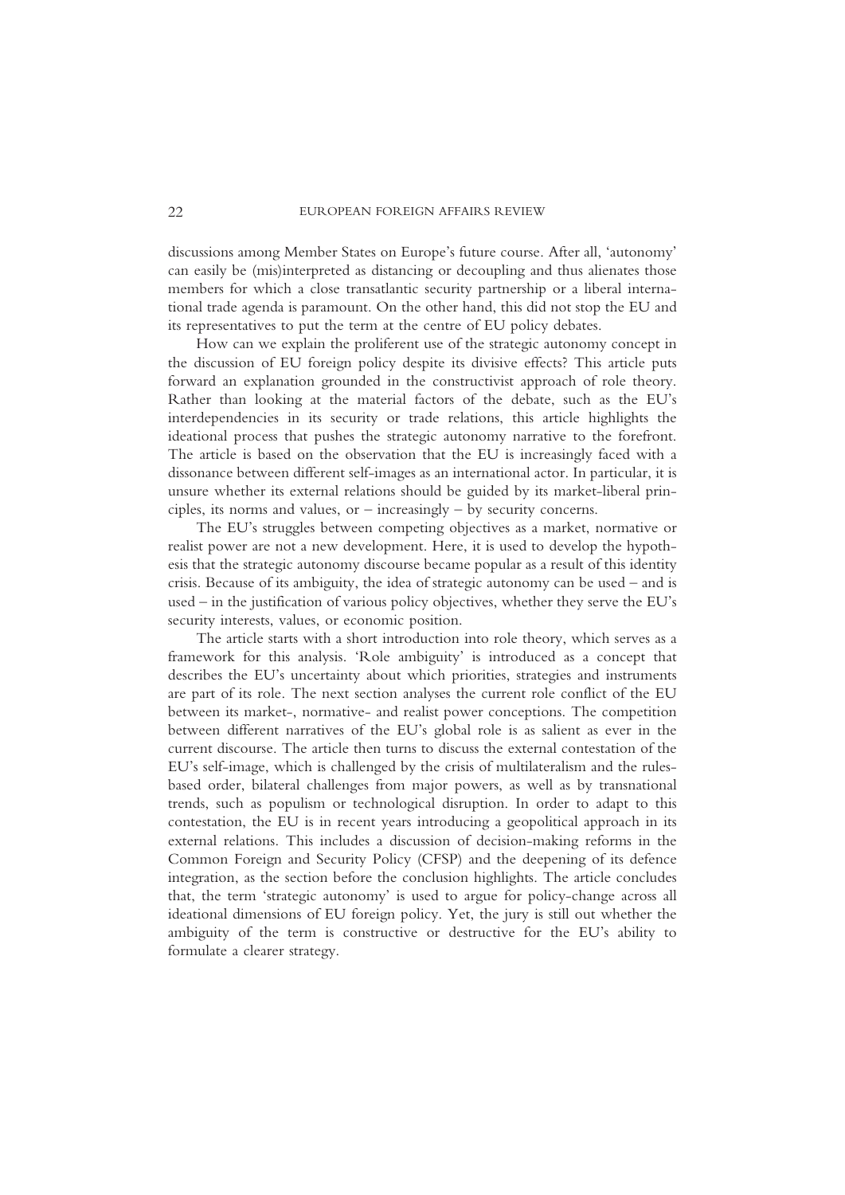discussions among Member States on Europe's future course. After all, 'autonomy' can easily be (mis)interpreted as distancing or decoupling and thus alienates those members for which a close transatlantic security partnership or a liberal international trade agenda is paramount. On the other hand, this did not stop the EU and its representatives to put the term at the centre of EU policy debates.

How can we explain the proliferent use of the strategic autonomy concept in the discussion of EU foreign policy despite its divisive effects? This article puts forward an explanation grounded in the constructivist approach of role theory. Rather than looking at the material factors of the debate, such as the EU's interdependencies in its security or trade relations, this article highlights the ideational process that pushes the strategic autonomy narrative to the forefront. The article is based on the observation that the EU is increasingly faced with a dissonance between different self-images as an international actor. In particular, it is unsure whether its external relations should be guided by its market-liberal principles, its norms and values, or – increasingly – by security concerns.

The EU's struggles between competing objectives as a market, normative or realist power are not a new development. Here, it is used to develop the hypothesis that the strategic autonomy discourse became popular as a result of this identity crisis. Because of its ambiguity, the idea of strategic autonomy can be used – and is used – in the justification of various policy objectives, whether they serve the EU's security interests, values, or economic position.

The article starts with a short introduction into role theory, which serves as a framework for this analysis. 'Role ambiguity' is introduced as a concept that describes the EU's uncertainty about which priorities, strategies and instruments are part of its role. The next section analyses the current role conflict of the EU between its market-, normative- and realist power conceptions. The competition between different narratives of the EU's global role is as salient as ever in the current discourse. The article then turns to discuss the external contestation of the EU's self-image, which is challenged by the crisis of multilateralism and the rules-based order, bilateral challenges from major powers, as well as by transnational trends, such as populism or technological disruption. In order to adapt to this contestation, the EU is in recent years introducing a geopolitical approach in its external relations. This includes a discussion of decision-making reforms in the Common Foreign and Security Policy (CFSP) and the deepening of its defence integration, as the section before the conclusion highlights. The article concludes that, the term 'strategic autonomy' is used to argue for policy-change across all ideational dimensions of EU foreign policy. Yet, the jury is still out whether the ambiguity of the term is constructive or destructive for the EU's ability to formulate a clearer strategy.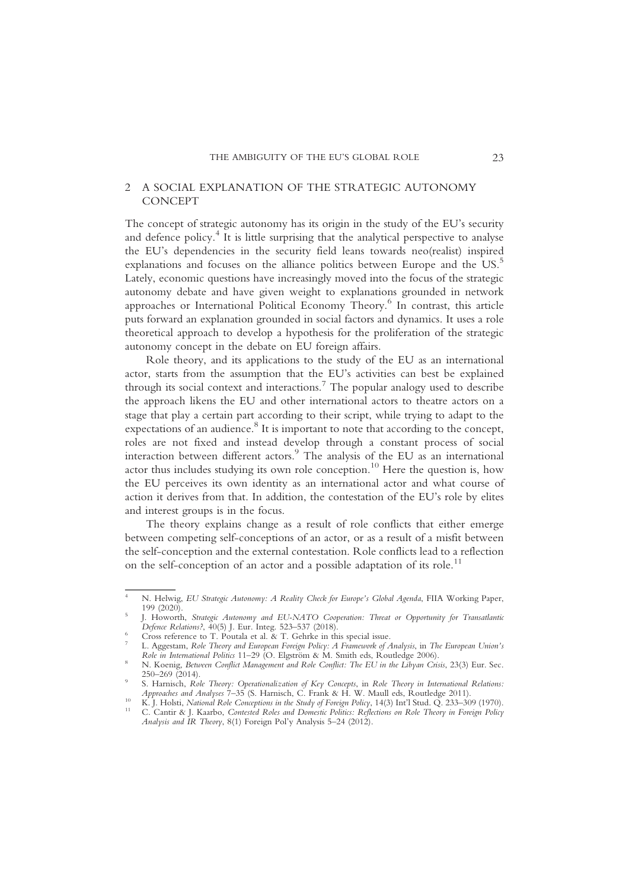## 2 A SOCIAL EXPLANATION OF THE STRATEGIC AUTONOMY CONCEPT

The concept of strategic autonomy has its origin in the study of the EU's security and defence policy.[4] It is little surprising that the analytical perspective to analyse the EU's dependencies in the security field leans towards neo(realist) inspired explanations and focuses on the alliance politics between Europe and the US.[5] Lately, economic questions have increasingly moved into the focus of the strategic autonomy debate and have given weight to explanations grounded in network approaches or International Political Economy Theory.[6] In contrast, this article puts forward an explanation grounded in social factors and dynamics. It uses a role theoretical approach to develop a hypothesis for the proliferation of the strategic autonomy concept in the debate on EU foreign affairs.

Role theory, and its applications to the study of the EU as an international actor, starts from the assumption that the EU's activities can best be explained through its social context and interactions.[7] The popular analogy used to describe the approach likens the EU and other international actors to theatre actors on a stage that play a certain part according to their script, while trying to adapt to the expectations of an audience.[8] It is important to note that according to the concept, roles are not fixed and instead develop through a constant process of social interaction between different actors.[9] The analysis of the EU as an international actor thus includes studying its own role conception.[10] Here the question is, how the EU perceives its own identity as an international actor and what course of action it derives from that. In addition, the contestation of the EU's role by elites and interest groups is in the focus.

The theory explains change as a result of role conflicts that either emerge between competing self-conceptions of an actor, or as a result of a misfit between the self-conception and the external contestation. Role conflicts lead to a reflection on the self-conception of an actor and a possible adaptation of its role.[11]

---

[4] N. Helwig, *EU Strategic Autonomy: A Reality Check for Europe's Global Agenda*, FIIA Working Paper, 199 (2020).

[5] J. Howorth, *Strategic Autonomy and EU-NATO Cooperation: Threat or Opportunity for Transatlantic Defence Relations?*, 40(5) J. Eur. Integ. 523–537 (2018).

[6] Cross reference to T. Poutala et al. & T. Gehrke in this special issue.

[7] L. Aggestam, *Role Theory and European Foreign Policy: A Framework of Analysis*, in *The European Union's Role in International Politics* 11–29 (O. Elgström & M. Smith eds, Routledge 2006).

[8] N. Koenig, *Between Conflict Management and Role Conflict: The EU in the Libyan Crisis*, 23(3) Eur. Sec. 250–269 (2014).

[9] S. Harnisch, *Role Theory: Operationalization of Key Concepts*, in *Role Theory in International Relations: Approaches and Analyses* 7–35 (S. Harnisch, C. Frank & H. W. Maull eds, Routledge 2011).

[10] K. J. Holsti, *National Role Conceptions in the Study of Foreign Policy*, 14(3) Int'l Stud. Q. 233–309 (1970).

[11] C. Cantir & J. Kaarbo, *Contested Roles and Domestic Politics: Reflections on Role Theory in Foreign Policy Analysis and IR Theory*, 8(1) Foreign Pol'y Analysis 5–24 (2012).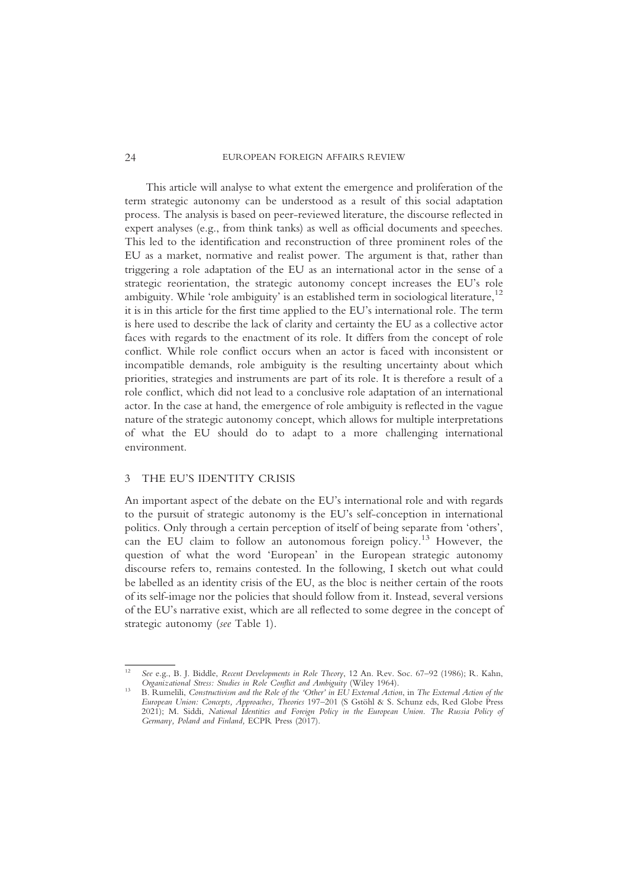This article will analyse to what extent the emergence and proliferation of the term strategic autonomy can be understood as a result of this social adaptation process. The analysis is based on peer-reviewed literature, the discourse reflected in expert analyses (e.g., from think tanks) as well as official documents and speeches. This led to the identification and reconstruction of three prominent roles of the EU as a market, normative and realist power. The argument is that, rather than triggering a role adaptation of the EU as an international actor in the sense of a strategic reorientation, the strategic autonomy concept increases the EU's role ambiguity. While 'role ambiguity' is an established term in sociological literature,[12] it is in this article for the first time applied to the EU's international role. The term is here used to describe the lack of clarity and certainty the EU as a collective actor faces with regards to the enactment of its role. It differs from the concept of role conflict. While role conflict occurs when an actor is faced with inconsistent or incompatible demands, role ambiguity is the resulting uncertainty about which priorities, strategies and instruments are part of its role. It is therefore a result of a role conflict, which did not lead to a conclusive role adaptation of an international actor. In the case at hand, the emergence of role ambiguity is reflected in the vague nature of the strategic autonomy concept, which allows for multiple interpretations of what the EU should do to adapt to a more challenging international environment.

## 3 THE EU'S IDENTITY CRISIS

An important aspect of the debate on the EU's international role and with regards to the pursuit of strategic autonomy is the EU's self-conception in international politics. Only through a certain perception of itself of being separate from 'others', can the EU claim to follow an autonomous foreign policy.[13] However, the question of what the word 'European' in the European strategic autonomy discourse refers to, remains contested. In the following, I sketch out what could be labelled as an identity crisis of the EU, as the bloc is neither certain of the roots of its self-image nor the policies that should follow from it. Instead, several versions of the EU's narrative exist, which are all reflected to some degree in the concept of strategic autonomy (*see* Table 1).

---

[12] *See* e.g., B. J. Biddle, *Recent Developments in Role Theory*, 12 An. Rev. Soc. 67–92 (1986); R. Kahn, *Organizational Stress: Studies in Role Conflict and Ambiguity* (Wiley 1964).

[13] B. Rumelili, *Constructivism and the Role of the 'Other' in EU External Action*, in *The External Action of the European Union: Concepts, Approaches, Theories* 197–201 (S Gstöhl & S. Schunz eds, Red Globe Press 2021); M. Siddi, *National Identities and Foreign Policy in the European Union. The Russia Policy of Germany, Poland and Finland,* ECPR Press (2017).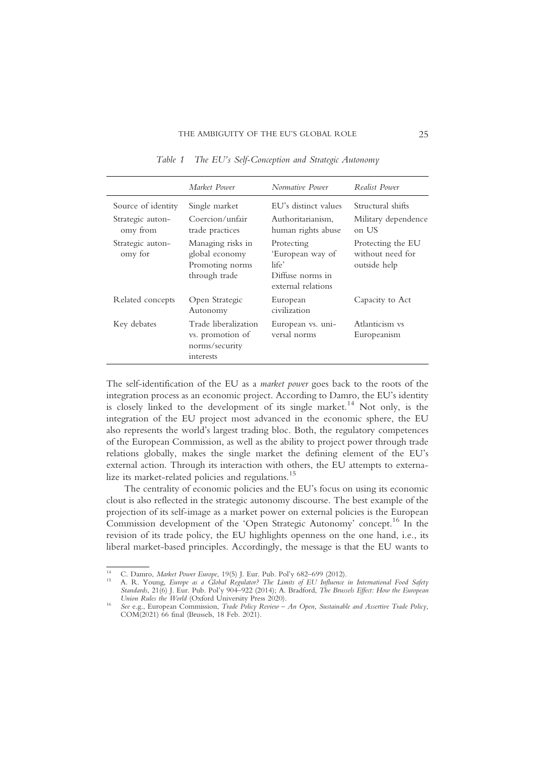*Table 1 The EU's Self-Conception and Strategic Autonomy*

| | *Market Power* | *Normative Power* | *Realist Power* |
|---|---|---|---|
| Source of identity | Single market | EU's distinct values | Structural shifts |
| Strategic autonomy from | Coercion/unfair trade practices | Authoritarianism, human rights abuse | Military dependence on US |
| Strategic autonomy for | Managing risks in global economy<br>Promoting norms through trade | Protecting 'European way of life'<br>Diffuse norms in external relations | Protecting the EU without need for outside help |
| Related concepts | Open Strategic Autonomy | European civilization | Capacity to Act |
| Key debates | Trade liberalization vs. promotion of norms/security interests | European vs. universal norms | Atlanticism vs Europeanism |

The self-identification of the EU as a *market power* goes back to the roots of the integration process as an economic project. According to Damro, the EU's identity is closely linked to the development of its single market.[14] Not only, is the integration of the EU project most advanced in the economic sphere, the EU also represents the world's largest trading bloc. Both, the regulatory competences of the European Commission, as well as the ability to project power through trade relations globally, makes the single market the defining element of the EU's external action. Through its interaction with others, the EU attempts to externalize its market-related policies and regulations.[15]

The centrality of economic policies and the EU's focus on using its economic clout is also reflected in the strategic autonomy discourse. The best example of the projection of its self-image as a market power on external policies is the European Commission development of the 'Open Strategic Autonomy' concept.[16] In the revision of its trade policy, the EU highlights openness on the one hand, i.e., its liberal market-based principles. Accordingly, the message is that the EU wants to

---

[14] C. Damro, *Market Power Europe*, 19(5) J. Eur. Pub. Pol'y 682–699 (2012).

[15] A. R. Young, *Europe as a Global Regulator? The Limits of EU Influence in International Food Safety Standards*, 21(6) J. Eur. Pub. Pol'y 904–922 (2014); A. Bradford, *The Brussels Effect: How the European Union Rules the World* (Oxford University Press 2020).

[16] *See* e.g., European Commission, *Trade Policy Review – An Open, Sustainable and Assertive Trade Policy*, COM(2021) 66 final (Brussels, 18 Feb. 2021).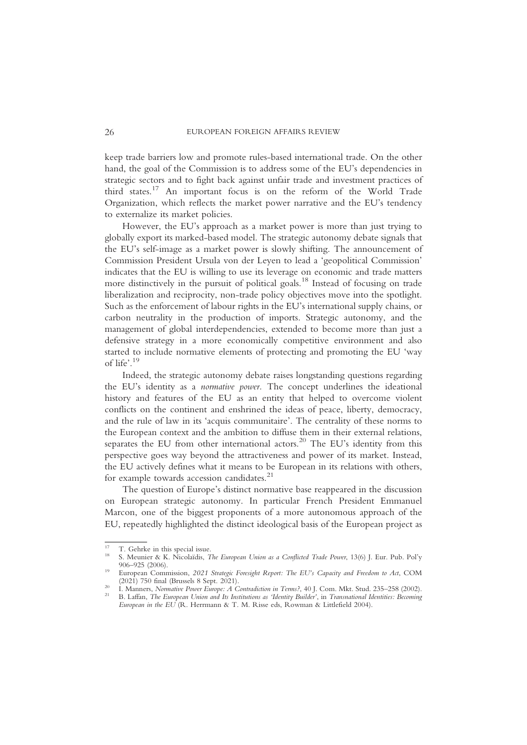keep trade barriers low and promote rules-based international trade. On the other hand, the goal of the Commission is to address some of the EU's dependencies in strategic sectors and to fight back against unfair trade and investment practices of third states.[17] An important focus is on the reform of the World Trade Organization, which reflects the market power narrative and the EU's tendency to externalize its market policies.

However, the EU's approach as a market power is more than just trying to globally export its marked-based model. The strategic autonomy debate signals that the EU's self-image as a market power is slowly shifting. The announcement of Commission President Ursula von der Leyen to lead a 'geopolitical Commission' indicates that the EU is willing to use its leverage on economic and trade matters more distinctively in the pursuit of political goals.[18] Instead of focusing on trade liberalization and reciprocity, non-trade policy objectives move into the spotlight. Such as the enforcement of labour rights in the EU's international supply chains, or carbon neutrality in the production of imports. Strategic autonomy, and the management of global interdependencies, extended to become more than just a defensive strategy in a more economically competitive environment and also started to include normative elements of protecting and promoting the EU 'way of life'.[19]

Indeed, the strategic autonomy debate raises longstanding questions regarding the EU's identity as a *normative power*. The concept underlines the ideational history and features of the EU as an entity that helped to overcome violent conflicts on the continent and enshrined the ideas of peace, liberty, democracy, and the rule of law in its 'acquis communitaire'. The centrality of these norms to the European context and the ambition to diffuse them in their external relations, separates the EU from other international actors.[20] The EU's identity from this perspective goes way beyond the attractiveness and power of its market. Instead, the EU actively defines what it means to be European in its relations with others, for example towards accession candidates.[21]

The question of Europe's distinct normative base reappeared in the discussion on European strategic autonomy. In particular French President Emmanuel Marcon, one of the biggest proponents of a more autonomous approach of the EU, repeatedly highlighted the distinct ideological basis of the European project as

---

[17] T. Gehrke in this special issue.

[18] S. Meunier & K. Nicolaïdis, *The European Union as a Conflicted Trade Power*, 13(6) J. Eur. Pub. Pol'y 906–925 (2006).

[19] European Commission, *2021 Strategic Foresight Report: The EU's Capacity and Freedom to Act*, COM (2021) 750 final (Brussels 8 Sept. 2021).

[20] I. Manners, *Normative Power Europe: A Contradiction in Terms?*, 40 J. Com. Mkt. Stud. 235–258 (2002).

[21] B. Laffan, *The European Union and Its Institutions as 'Identity Builder'*, in *Transnational Identities: Becoming European in the EU* (R. Herrmann & T. M. Risse eds, Rowman & Littlefield 2004).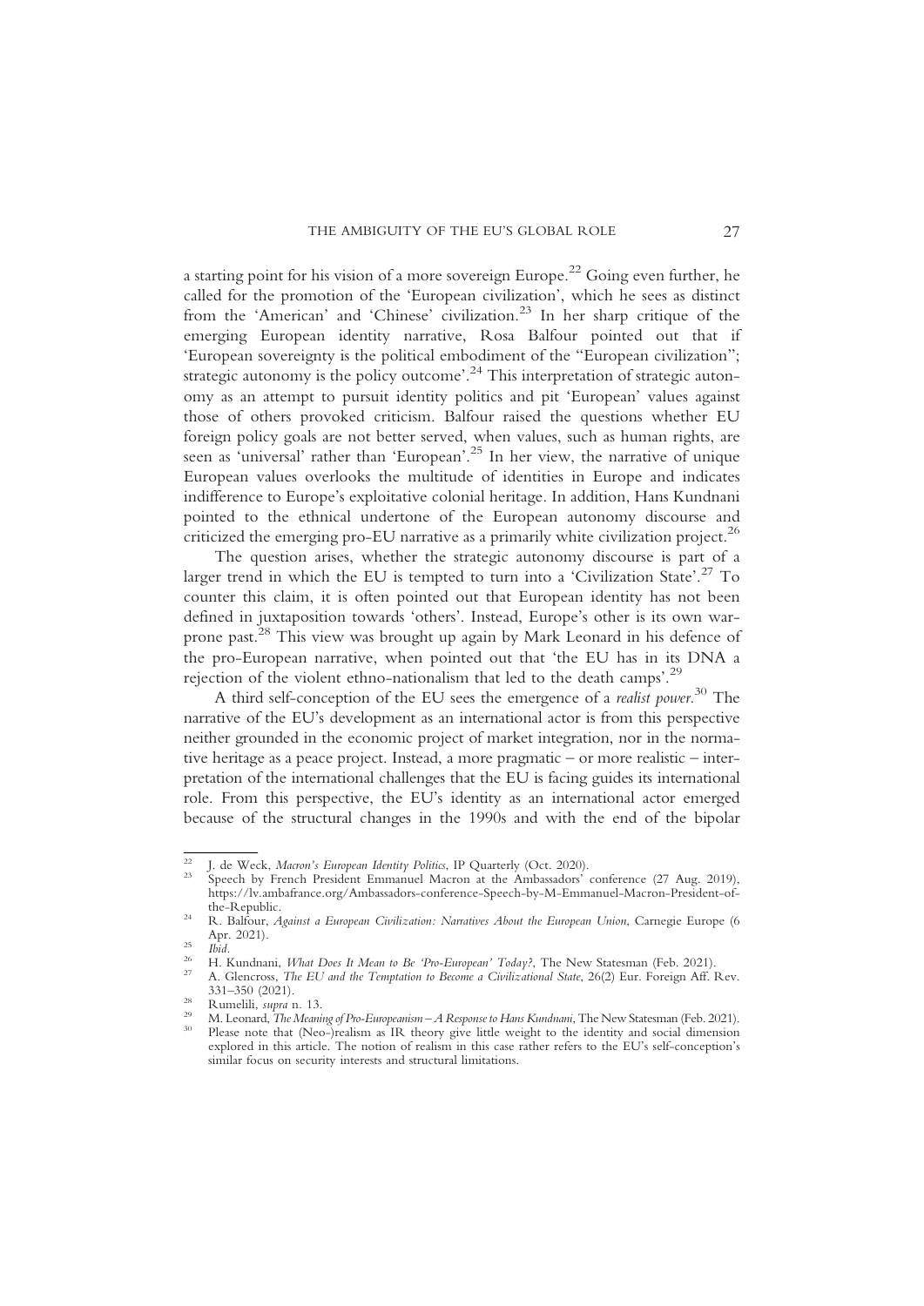a starting point for his vision of a more sovereign Europe.[22] Going even further, he called for the promotion of the 'European civilization', which he sees as distinct from the 'American' and 'Chinese' civilization.[23] In her sharp critique of the emerging European identity narrative, Rosa Balfour pointed out that if 'European sovereignty is the political embodiment of the "European civilization"; strategic autonomy is the policy outcome'.[24] This interpretation of strategic autonomy as an attempt to pursuit identity politics and pit 'European' values against those of others provoked criticism. Balfour raised the questions whether EU foreign policy goals are not better served, when values, such as human rights, are seen as 'universal' rather than 'European'.[25] In her view, the narrative of unique European values overlooks the multitude of identities in Europe and indicates indifference to Europe's exploitative colonial heritage. In addition, Hans Kundnani pointed to the ethnical undertone of the European autonomy discourse and criticized the emerging pro-EU narrative as a primarily white civilization project.[26]

The question arises, whether the strategic autonomy discourse is part of a larger trend in which the EU is tempted to turn into a 'Civilization State'.[27] To counter this claim, it is often pointed out that European identity has not been defined in juxtaposition towards 'others'. Instead, Europe's other is its own war-prone past.[28] This view was brought up again by Mark Leonard in his defence of the pro-European narrative, when pointed out that 'the EU has in its DNA a rejection of the violent ethno-nationalism that led to the death camps'.[29]

A third self-conception of the EU sees the emergence of a *realist power*.[30] The narrative of the EU's development as an international actor is from this perspective neither grounded in the economic project of market integration, nor in the normative heritage as a peace project. Instead, a more pragmatic – or more realistic – interpretation of the international challenges that the EU is facing guides its international role. From this perspective, the EU's identity as an international actor emerged because of the structural changes in the 1990s and with the end of the bipolar

---

[22] J. de Weck, *Macron's European Identity Politics*, IP Quarterly (Oct. 2020).

[23] Speech by French President Emmanuel Macron at the Ambassadors' conference (27 Aug. 2019), https://lv.ambafrance.org/Ambassadors-conference-Speech-by-M-Emmanuel-Macron-President-of-the-Republic.

[24] R. Balfour, *Against a European Civilization: Narratives About the European Union*, Carnegie Europe (6 Apr. 2021).

[25] *Ibid.*

[26] H. Kundnani, *What Does It Mean to Be 'Pro-European' Today?*, The New Statesman (Feb. 2021).

[27] A. Glencross, *The EU and the Temptation to Become a Civilizational State*, 26(2) Eur. Foreign Aff. Rev. 331–350 (2021).

[28] Rumelili, *supra* n. 13.

[29] M. Leonard, *The Meaning of Pro-Europeanism – A Response to Hans Kundnani*, The New Statesman (Feb. 2021).

[30] Please note that (Neo-)realism as IR theory give little weight to the identity and social dimension explored in this article. The notion of realism in this case rather refers to the EU's self-conception's similar focus on security interests and structural limitations.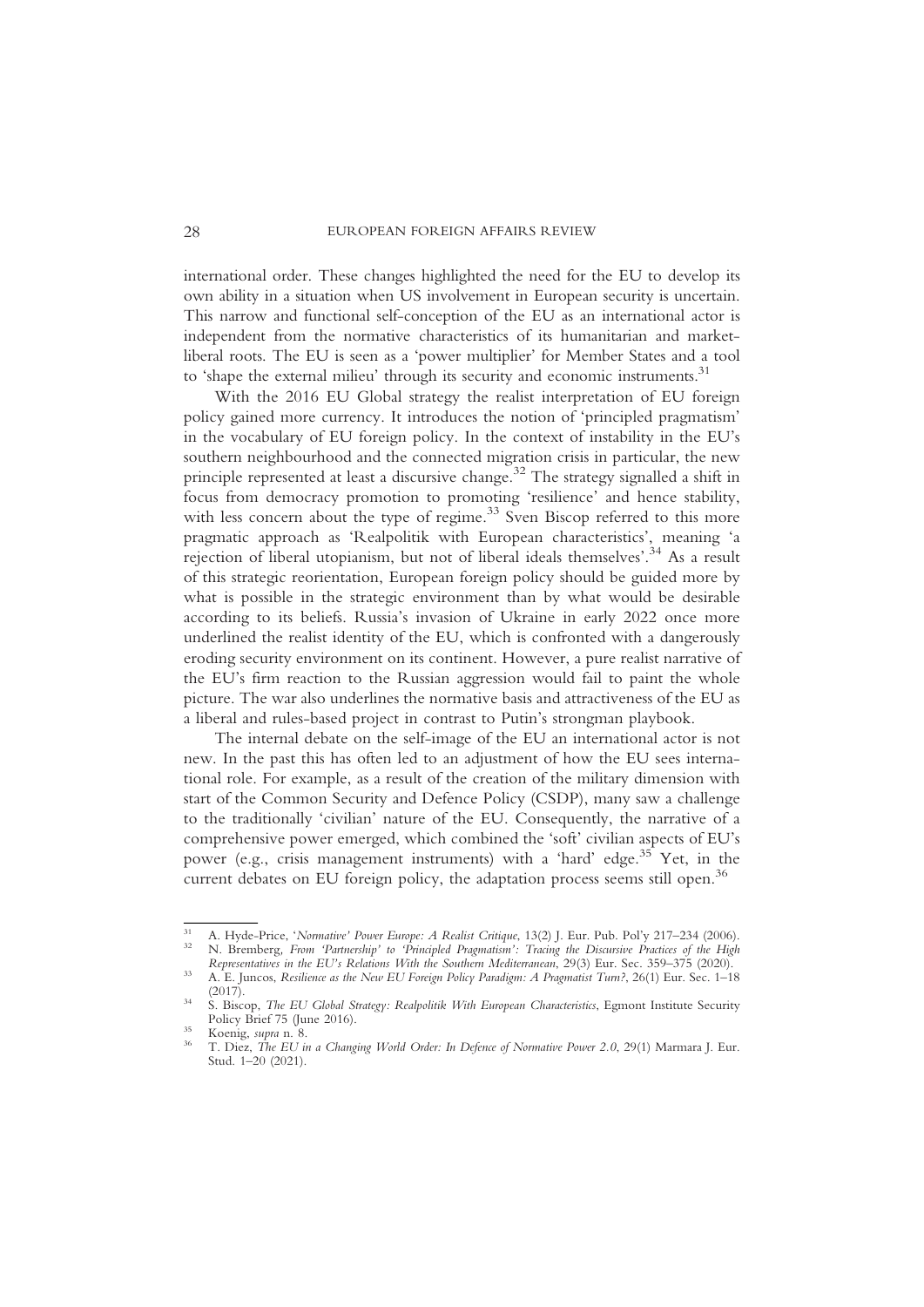international order. These changes highlighted the need for the EU to develop its own ability in a situation when US involvement in European security is uncertain. This narrow and functional self-conception of the EU as an international actor is independent from the normative characteristics of its humanitarian and market-liberal roots. The EU is seen as a 'power multiplier' for Member States and a tool to 'shape the external milieu' through its security and economic instruments.[31]

With the 2016 EU Global strategy the realist interpretation of EU foreign policy gained more currency. It introduces the notion of 'principled pragmatism' in the vocabulary of EU foreign policy. In the context of instability in the EU's southern neighbourhood and the connected migration crisis in particular, the new principle represented at least a discursive change.[32] The strategy signalled a shift in focus from democracy promotion to promoting 'resilience' and hence stability, with less concern about the type of regime.[33] Sven Biscop referred to this more pragmatic approach as 'Realpolitik with European characteristics', meaning 'a rejection of liberal utopianism, but not of liberal ideals themselves'.[34] As a result of this strategic reorientation, European foreign policy should be guided more by what is possible in the strategic environment than by what would be desirable according to its beliefs. Russia's invasion of Ukraine in early 2022 once more underlined the realist identity of the EU, which is confronted with a dangerously eroding security environment on its continent. However, a pure realist narrative of the EU's firm reaction to the Russian aggression would fail to paint the whole picture. The war also underlines the normative basis and attractiveness of the EU as a liberal and rules-based project in contrast to Putin's strongman playbook.

The internal debate on the self-image of the EU an international actor is not new. In the past this has often led to an adjustment of how the EU sees international role. For example, as a result of the creation of the military dimension with start of the Common Security and Defence Policy (CSDP), many saw a challenge to the traditionally 'civilian' nature of the EU. Consequently, the narrative of a comprehensive power emerged, which combined the 'soft' civilian aspects of EU's power (e.g., crisis management instruments) with a 'hard' edge.[35] Yet, in the current debates on EU foreign policy, the adaptation process seems still open.[36]

---

[31] A. Hyde-Price, '*Normative' Power Europe: A Realist Critique*, 13(2) J. Eur. Pub. Pol'y 217–234 (2006).

[32] N. Bremberg, *From 'Partnership' to 'Principled Pragmatism': Tracing the Discursive Practices of the High Representatives in the EU's Relations With the Southern Mediterranean*, 29(3) Eur. Sec. 359–375 (2020).

[33] A. E. Juncos, *Resilience as the New EU Foreign Policy Paradigm: A Pragmatist Turn?*, 26(1) Eur. Sec. 1–18 (2017).

[34] S. Biscop, *The EU Global Strategy: Realpolitik With European Characteristics*, Egmont Institute Security Policy Brief 75 (June 2016).

[35] Koenig, *supra* n. 8.

[36] T. Diez, *The EU in a Changing World Order: In Defence of Normative Power 2.0*, 29(1) Marmara J. Eur. Stud. 1–20 (2021).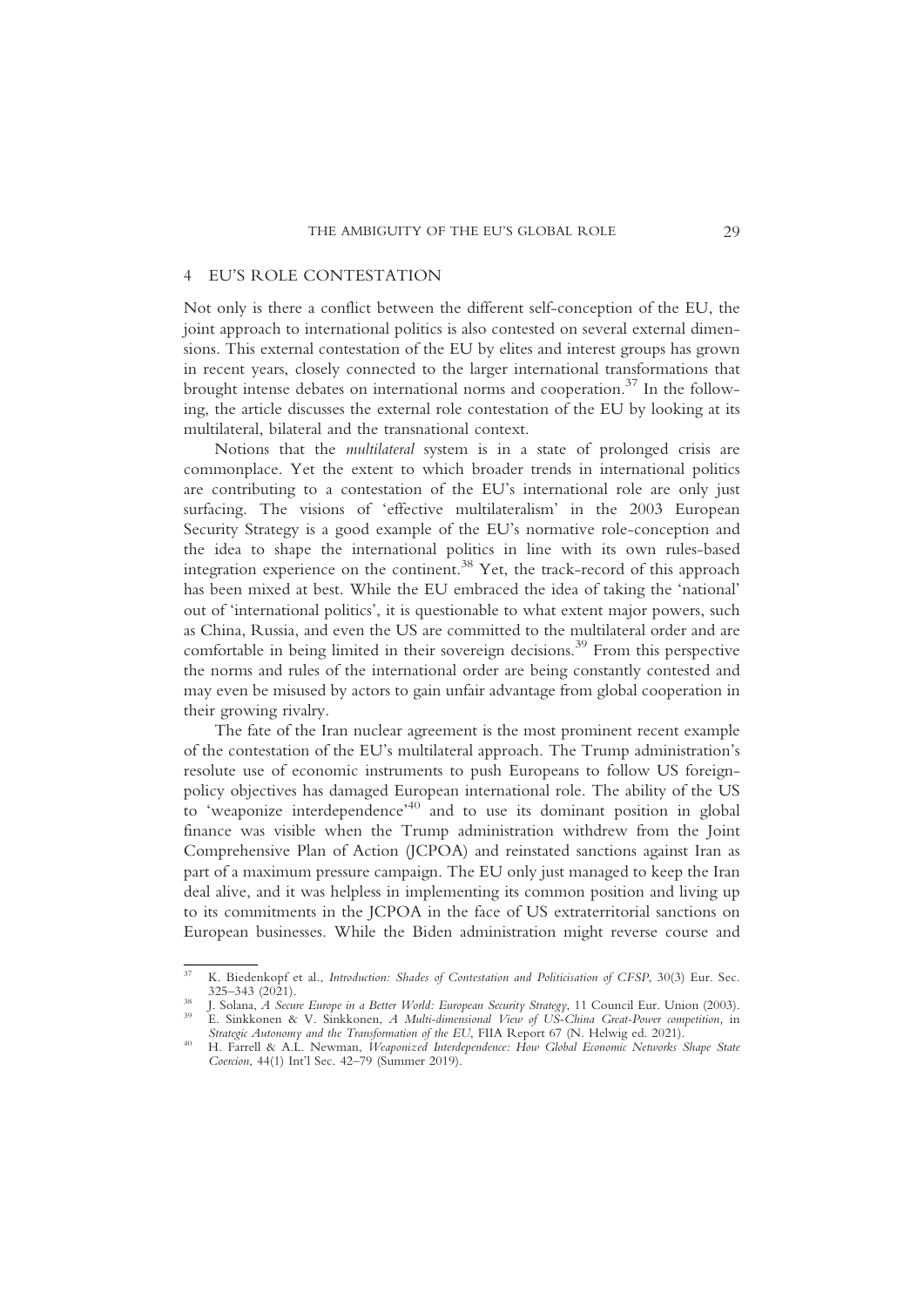## 4 EU'S ROLE CONTESTATION

Not only is there a conflict between the different self-conception of the EU, the joint approach to international politics is also contested on several external dimensions. This external contestation of the EU by elites and interest groups has grown in recent years, closely connected to the larger international transformations that brought intense debates on international norms and cooperation.[37] In the following, the article discusses the external role contestation of the EU by looking at its multilateral, bilateral and the transnational context.

Notions that the *multilateral* system is in a state of prolonged crisis are commonplace. Yet the extent to which broader trends in international politics are contributing to a contestation of the EU's international role are only just surfacing. The visions of 'effective multilateralism' in the 2003 European Security Strategy is a good example of the EU's normative role-conception and the idea to shape the international politics in line with its own rules-based integration experience on the continent.[38] Yet, the track-record of this approach has been mixed at best. While the EU embraced the idea of taking the 'national' out of 'international politics', it is questionable to what extent major powers, such as China, Russia, and even the US are committed to the multilateral order and are comfortable in being limited in their sovereign decisions.[39] From this perspective the norms and rules of the international order are being constantly contested and may even be misused by actors to gain unfair advantage from global cooperation in their growing rivalry.

The fate of the Iran nuclear agreement is the most prominent recent example of the contestation of the EU's multilateral approach. The Trump administration's resolute use of economic instruments to push Europeans to follow US foreign-policy objectives has damaged European international role. The ability of the US to 'weaponize interdependence'[40] and to use its dominant position in global finance was visible when the Trump administration withdrew from the Joint Comprehensive Plan of Action (JCPOA) and reinstated sanctions against Iran as part of a maximum pressure campaign. The EU only just managed to keep the Iran deal alive, and it was helpless in implementing its common position and living up to its commitments in the JCPOA in the face of US extraterritorial sanctions on European businesses. While the Biden administration might reverse course and

---

[37] K. Biedenkopf et al., *Introduction: Shades of Contestation and Politicisation of CFSP*, 30(3) Eur. Sec. 325–343 (2021).

[38] J. Solana, *A Secure Europe in a Better World: European Security Strategy*, 11 Council Eur. Union (2003).

[39] E. Sinkkonen & V. Sinkkonen, *A Multi-dimensional View of US-China Great-Power competition*, in *Strategic Autonomy and the Transformation of the EU*, FIIA Report 67 (N. Helwig ed. 2021).

[40] H. Farrell & A.L. Newman, *Weaponized Interdependence: How Global Economic Networks Shape State Coercion*, 44(1) Int'l Sec. 42–79 (Summer 2019).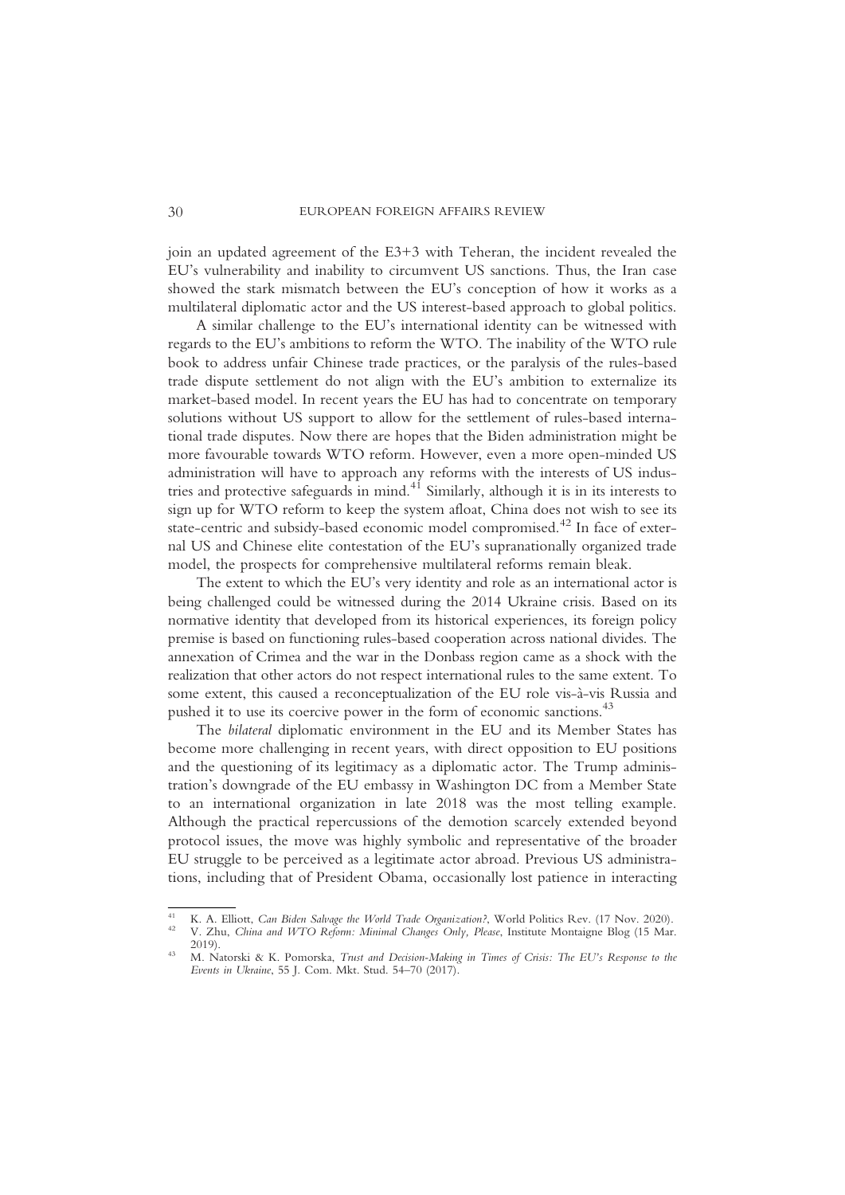join an updated agreement of the E3+3 with Teheran, the incident revealed the EU's vulnerability and inability to circumvent US sanctions. Thus, the Iran case showed the stark mismatch between the EU's conception of how it works as a multilateral diplomatic actor and the US interest-based approach to global politics.

A similar challenge to the EU's international identity can be witnessed with regards to the EU's ambitions to reform the WTO. The inability of the WTO rule book to address unfair Chinese trade practices, or the paralysis of the rules-based trade dispute settlement do not align with the EU's ambition to externalize its market-based model. In recent years the EU has had to concentrate on temporary solutions without US support to allow for the settlement of rules-based international trade disputes. Now there are hopes that the Biden administration might be more favourable towards WTO reform. However, even a more open-minded US administration will have to approach any reforms with the interests of US industries and protective safeguards in mind.[41] Similarly, although it is in its interests to sign up for WTO reform to keep the system afloat, China does not wish to see its state-centric and subsidy-based economic model compromised.[42] In face of external US and Chinese elite contestation of the EU's supranationally organized trade model, the prospects for comprehensive multilateral reforms remain bleak.

The extent to which the EU's very identity and role as an international actor is being challenged could be witnessed during the 2014 Ukraine crisis. Based on its normative identity that developed from its historical experiences, its foreign policy premise is based on functioning rules-based cooperation across national divides. The annexation of Crimea and the war in the Donbass region came as a shock with the realization that other actors do not respect international rules to the same extent. To some extent, this caused a reconceptualization of the EU role vis-à-vis Russia and pushed it to use its coercive power in the form of economic sanctions.[43]

The *bilateral* diplomatic environment in the EU and its Member States has become more challenging in recent years, with direct opposition to EU positions and the questioning of its legitimacy as a diplomatic actor. The Trump administration's downgrade of the EU embassy in Washington DC from a Member State to an international organization in late 2018 was the most telling example. Although the practical repercussions of the demotion scarcely extended beyond protocol issues, the move was highly symbolic and representative of the broader EU struggle to be perceived as a legitimate actor abroad. Previous US administrations, including that of President Obama, occasionally lost patience in interacting

---

[41] K. A. Elliott, *Can Biden Salvage the World Trade Organization?*, World Politics Rev. (17 Nov. 2020).

[42] V. Zhu, *China and WTO Reform: Minimal Changes Only, Please*, Institute Montaigne Blog (15 Mar. 2019).

[43] M. Natorski & K. Pomorska, *Trust and Decision-Making in Times of Crisis: The EU's Response to the Events in Ukraine*, 55 J. Com. Mkt. Stud. 54–70 (2017).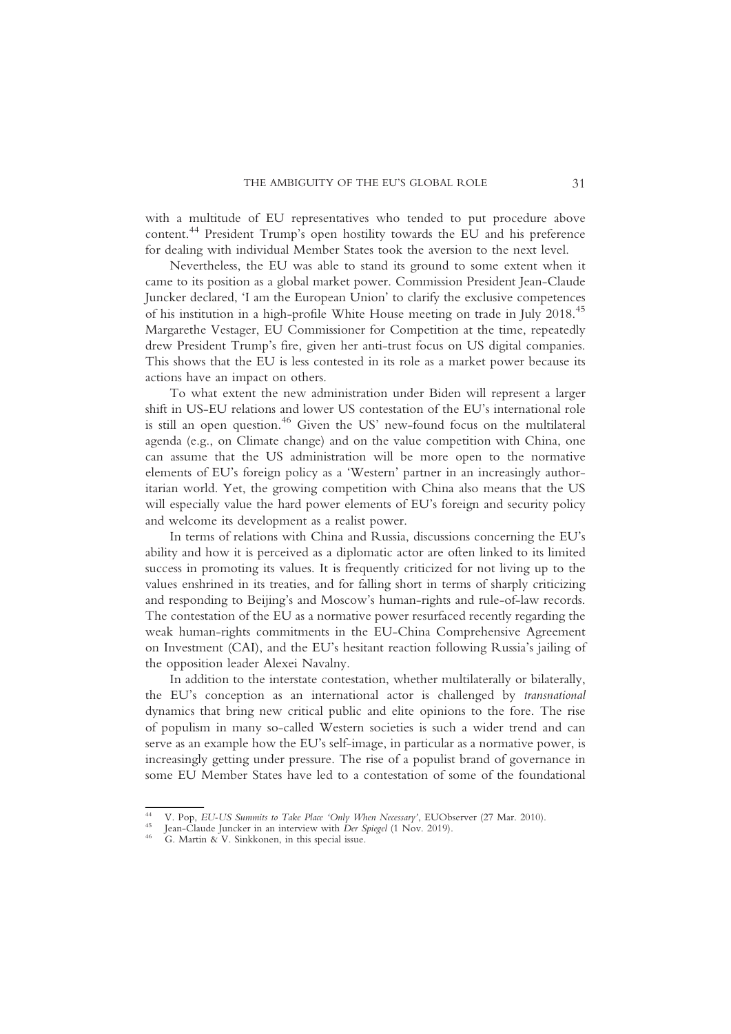with a multitude of EU representatives who tended to put procedure above content.[44] President Trump's open hostility towards the EU and his preference for dealing with individual Member States took the aversion to the next level.

Nevertheless, the EU was able to stand its ground to some extent when it came to its position as a global market power. Commission President Jean-Claude Juncker declared, 'I am the European Union' to clarify the exclusive competences of his institution in a high-profile White House meeting on trade in July 2018.[45] Margarethe Vestager, EU Commissioner for Competition at the time, repeatedly drew President Trump's fire, given her anti-trust focus on US digital companies. This shows that the EU is less contested in its role as a market power because its actions have an impact on others.

To what extent the new administration under Biden will represent a larger shift in US-EU relations and lower US contestation of the EU's international role is still an open question.[46] Given the US' new-found focus on the multilateral agenda (e.g., on Climate change) and on the value competition with China, one can assume that the US administration will be more open to the normative elements of EU's foreign policy as a 'Western' partner in an increasingly authoritarian world. Yet, the growing competition with China also means that the US will especially value the hard power elements of EU's foreign and security policy and welcome its development as a realist power.

In terms of relations with China and Russia, discussions concerning the EU's ability and how it is perceived as a diplomatic actor are often linked to its limited success in promoting its values. It is frequently criticized for not living up to the values enshrined in its treaties, and for falling short in terms of sharply criticizing and responding to Beijing's and Moscow's human-rights and rule-of-law records. The contestation of the EU as a normative power resurfaced recently regarding the weak human-rights commitments in the EU-China Comprehensive Agreement on Investment (CAI), and the EU's hesitant reaction following Russia's jailing of the opposition leader Alexei Navalny.

In addition to the interstate contestation, whether multilaterally or bilaterally, the EU's conception as an international actor is challenged by *transnational* dynamics that bring new critical public and elite opinions to the fore. The rise of populism in many so-called Western societies is such a wider trend and can serve as an example how the EU's self-image, in particular as a normative power, is increasingly getting under pressure. The rise of a populist brand of governance in some EU Member States have led to a contestation of some of the foundational

---

[44] V. Pop, *EU-US Summits to Take Place 'Only When Necessary'*, EUObserver (27 Mar. 2010).

[45] Jean-Claude Juncker in an interview with *Der Spiegel* (1 Nov. 2019).

[46] G. Martin & V. Sinkkonen, in this special issue.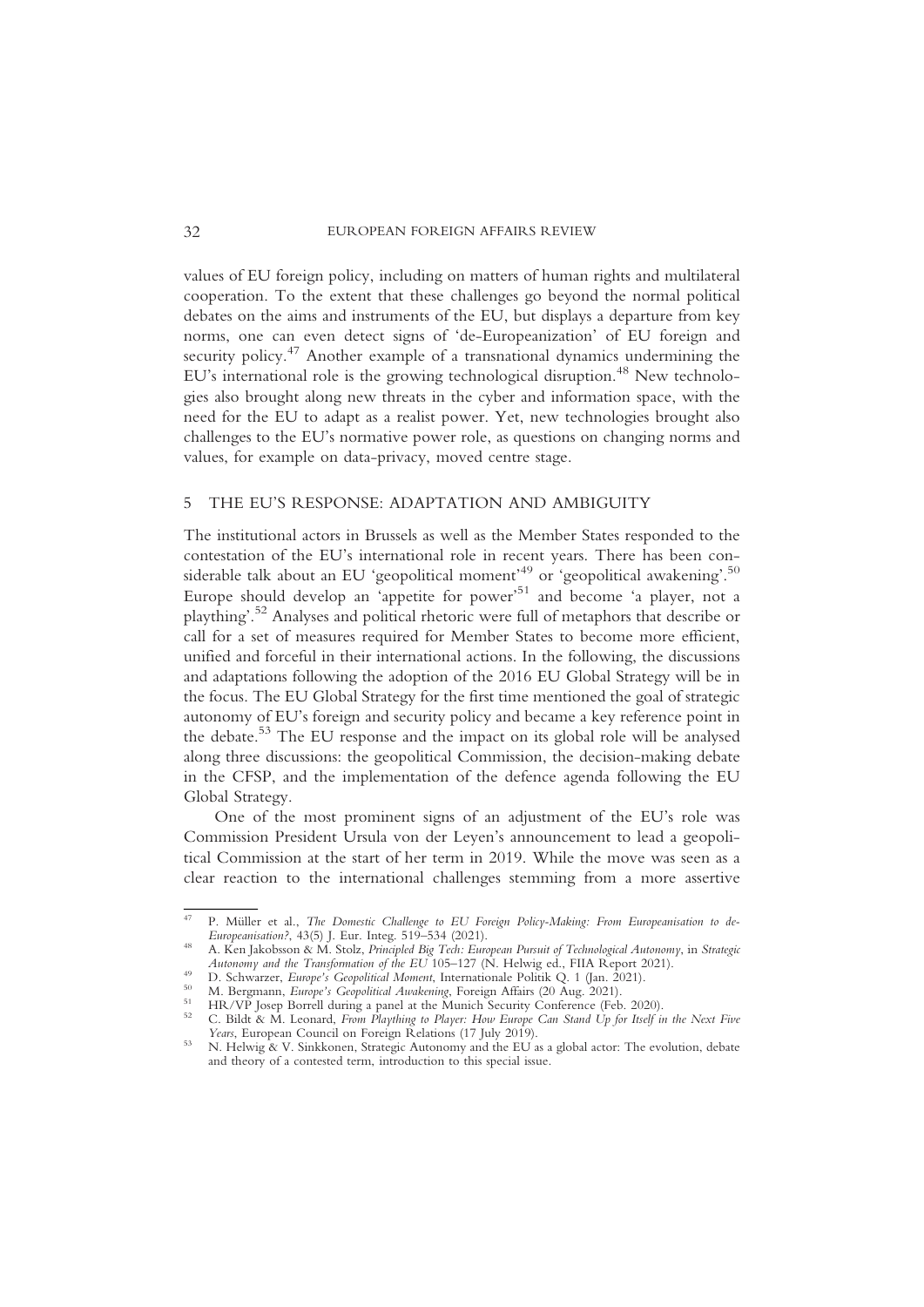values of EU foreign policy, including on matters of human rights and multilateral cooperation. To the extent that these challenges go beyond the normal political debates on the aims and instruments of the EU, but displays a departure from key norms, one can even detect signs of 'de-Europeanization' of EU foreign and security policy.[47] Another example of a transnational dynamics undermining the EU's international role is the growing technological disruption.[48] New technologies also brought along new threats in the cyber and information space, with the need for the EU to adapt as a realist power. Yet, new technologies brought also challenges to the EU's normative power role, as questions on changing norms and values, for example on data-privacy, moved centre stage.

## 5 THE EU'S RESPONSE: ADAPTATION AND AMBIGUITY

The institutional actors in Brussels as well as the Member States responded to the contestation of the EU's international role in recent years. There has been considerable talk about an EU 'geopolitical moment'[49] or 'geopolitical awakening'.[50] Europe should develop an 'appetite for power'[51] and become 'a player, not a plaything'.[52] Analyses and political rhetoric were full of metaphors that describe or call for a set of measures required for Member States to become more efficient, unified and forceful in their international actions. In the following, the discussions and adaptations following the adoption of the 2016 EU Global Strategy will be in the focus. The EU Global Strategy for the first time mentioned the goal of strategic autonomy of EU's foreign and security policy and became a key reference point in the debate.[53] The EU response and the impact on its global role will be analysed along three discussions: the geopolitical Commission, the decision-making debate in the CFSP, and the implementation of the defence agenda following the EU Global Strategy.

One of the most prominent signs of an adjustment of the EU's role was Commission President Ursula von der Leyen's announcement to lead a geopolitical Commission at the start of her term in 2019. While the move was seen as a clear reaction to the international challenges stemming from a more assertive

---

[47] P. Müller et al., *The Domestic Challenge to EU Foreign Policy-Making: From Europeanisation to de-Europeanisation?*, 43(5) J. Eur. Integ. 519–534 (2021).

[48] A. Ken Jakobsson & M. Stolz, *Principled Big Tech: European Pursuit of Technological Autonomy*, in *Strategic Autonomy and the Transformation of the EU* 105–127 (N. Helwig ed., FIIA Report 2021).

[49] D. Schwarzer, *Europe's Geopolitical Moment*, Internationale Politik Q. 1 (Jan. 2021).

[50] M. Bergmann, *Europe's Geopolitical Awakening*, Foreign Affairs (20 Aug. 2021).

[51] HR/VP Josep Borrell during a panel at the Munich Security Conference (Feb. 2020).

[52] C. Bildt & M. Leonard, *From Plaything to Player: How Europe Can Stand Up for Itself in the Next Five Years*, European Council on Foreign Relations (17 July 2019).

[53] N. Helwig & V. Sinkkonen, Strategic Autonomy and the EU as a global actor: The evolution, debate and theory of a contested term, introduction to this special issue.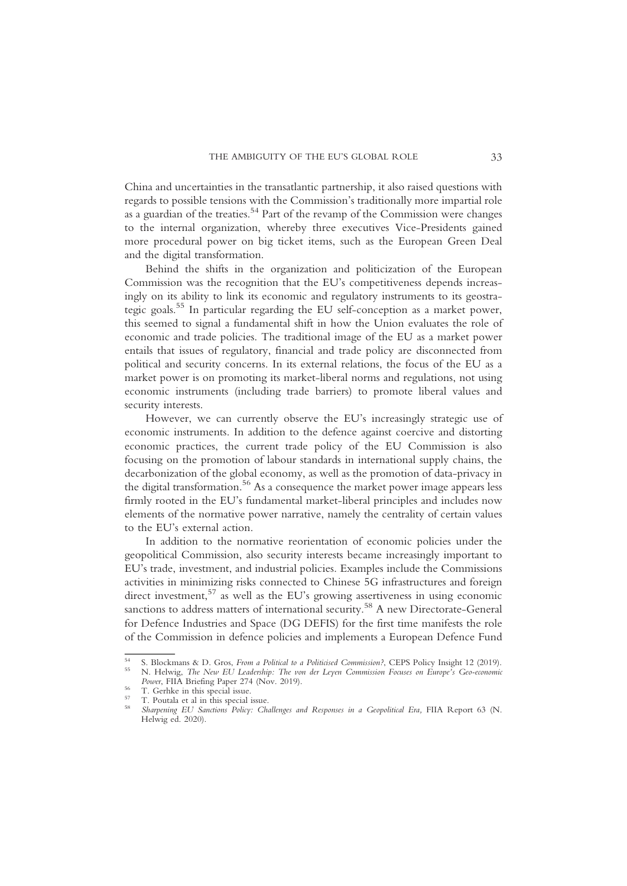China and uncertainties in the transatlantic partnership, it also raised questions with regards to possible tensions with the Commission's traditionally more impartial role as a guardian of the treaties.[54] Part of the revamp of the Commission were changes to the internal organization, whereby three executives Vice-Presidents gained more procedural power on big ticket items, such as the European Green Deal and the digital transformation.

Behind the shifts in the organization and politicization of the European Commission was the recognition that the EU's competitiveness depends increasingly on its ability to link its economic and regulatory instruments to its geostrategic goals.[55] In particular regarding the EU self-conception as a market power, this seemed to signal a fundamental shift in how the Union evaluates the role of economic and trade policies. The traditional image of the EU as a market power entails that issues of regulatory, financial and trade policy are disconnected from political and security concerns. In its external relations, the focus of the EU as a market power is on promoting its market-liberal norms and regulations, not using economic instruments (including trade barriers) to promote liberal values and security interests.

However, we can currently observe the EU's increasingly strategic use of economic instruments. In addition to the defence against coercive and distorting economic practices, the current trade policy of the EU Commission is also focusing on the promotion of labour standards in international supply chains, the decarbonization of the global economy, as well as the promotion of data-privacy in the digital transformation.[56] As a consequence the market power image appears less firmly rooted in the EU's fundamental market-liberal principles and includes now elements of the normative power narrative, namely the centrality of certain values to the EU's external action.

In addition to the normative reorientation of economic policies under the geopolitical Commission, also security interests became increasingly important to EU's trade, investment, and industrial policies. Examples include the Commissions activities in minimizing risks connected to Chinese 5G infrastructures and foreign direct investment,[57] as well as the EU's growing assertiveness in using economic sanctions to address matters of international security.[58] A new Directorate-General for Defence Industries and Space (DG DEFIS) for the first time manifests the role of the Commission in defence policies and implements a European Defence Fund

---

[54] S. Blockmans & D. Gros, *From a Political to a Politicised Commission?*, CEPS Policy Insight 12 (2019).

[55] N. Helwig, *The New EU Leadership: The von der Leyen Commission Focuses on Europe's Geo-economic Power*, FIIA Briefing Paper 274 (Nov. 2019).

[56] T. Gerhke in this special issue.

[57] T. Poutala et al in this special issue.

[58] *Sharpening EU Sanctions Policy: Challenges and Responses in a Geopolitical Era,* FIIA Report 63 (N. Helwig ed. 2020).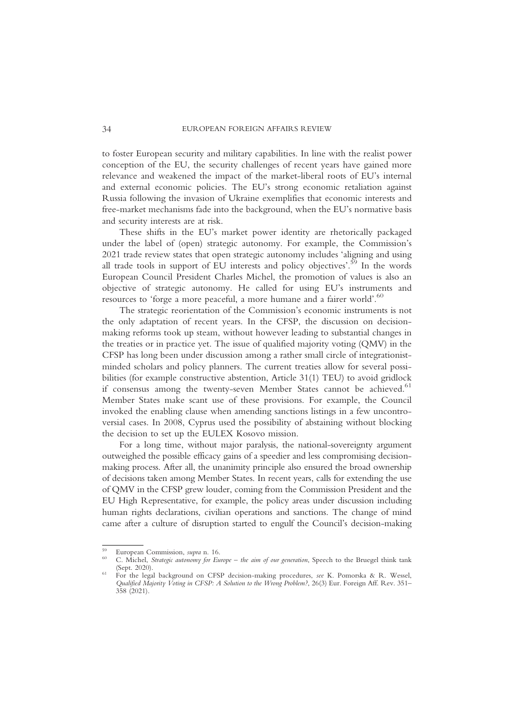to foster European security and military capabilities. In line with the realist power conception of the EU, the security challenges of recent years have gained more relevance and weakened the impact of the market-liberal roots of EU's internal and external economic policies. The EU's strong economic retaliation against Russia following the invasion of Ukraine exemplifies that economic interests and free-market mechanisms fade into the background, when the EU's normative basis and security interests are at risk.

These shifts in the EU's market power identity are rhetorically packaged under the label of (open) strategic autonomy. For example, the Commission's 2021 trade review states that open strategic autonomy includes 'aligning and using all trade tools in support of EU interests and policy objectives'.[59] In the words European Council President Charles Michel, the promotion of values is also an objective of strategic autonomy. He called for using EU's instruments and resources to 'forge a more peaceful, a more humane and a fairer world'.[60]

The strategic reorientation of the Commission's economic instruments is not the only adaptation of recent years. In the CFSP, the discussion on decision-making reforms took up steam, without however leading to substantial changes in the treaties or in practice yet. The issue of qualified majority voting (QMV) in the CFSP has long been under discussion among a rather small circle of integrationist-minded scholars and policy planners. The current treaties allow for several possibilities (for example constructive abstention, Article 31(1) TEU) to avoid gridlock if consensus among the twenty-seven Member States cannot be achieved.[61] Member States make scant use of these provisions. For example, the Council invoked the enabling clause when amending sanctions listings in a few uncontroversial cases. In 2008, Cyprus used the possibility of abstaining without blocking the decision to set up the EULEX Kosovo mission.

For a long time, without major paralysis, the national-sovereignty argument outweighed the possible efficacy gains of a speedier and less compromising decision-making process. After all, the unanimity principle also ensured the broad ownership of decisions taken among Member States. In recent years, calls for extending the use of QMV in the CFSP grew louder, coming from the Commission President and the EU High Representative, for example, the policy areas under discussion including human rights declarations, civilian operations and sanctions. The change of mind came after a culture of disruption started to engulf the Council's decision-making

---

[59] European Commission, *supra* n. 16.

[60] C. Michel, *Strategic autonomy for Europe – the aim of our generation*, Speech to the Bruegel think tank (Sept. 2020).

[61] For the legal background on CFSP decision-making procedures, *see* K. Pomorska & R. Wessel, *Qualified Majority Voting in CFSP: A Solution to the Wrong Problem?*, 26(3) Eur. Foreign Aff. Rev. 351–358 (2021).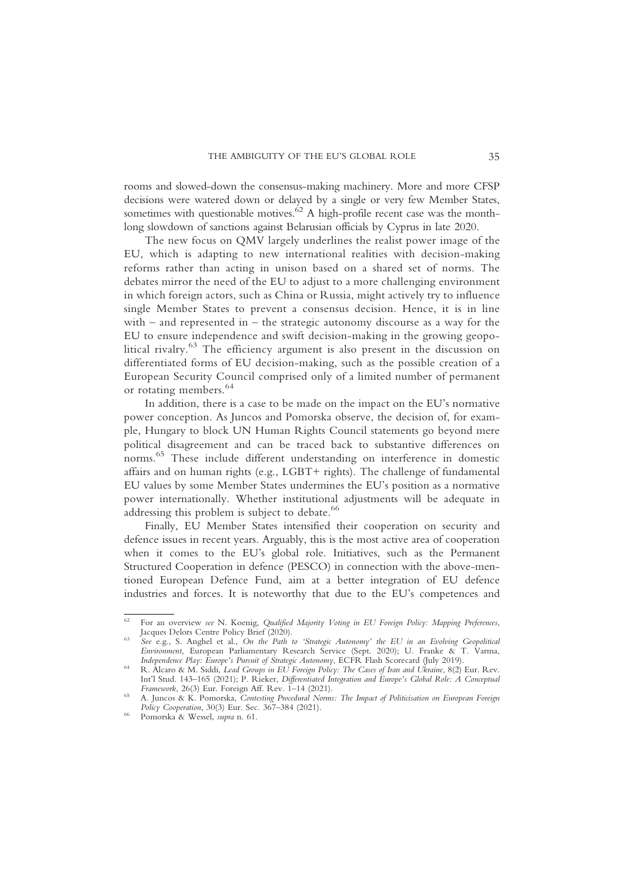rooms and slowed-down the consensus-making machinery. More and more CFSP decisions were watered down or delayed by a single or very few Member States, sometimes with questionable motives.[62] A high-profile recent case was the month-long slowdown of sanctions against Belarusian officials by Cyprus in late 2020.

The new focus on QMV largely underlines the realist power image of the EU, which is adapting to new international realities with decision-making reforms rather than acting in unison based on a shared set of norms. The debates mirror the need of the EU to adjust to a more challenging environment in which foreign actors, such as China or Russia, might actively try to influence single Member States to prevent a consensus decision. Hence, it is in line with – and represented in – the strategic autonomy discourse as a way for the EU to ensure independence and swift decision-making in the growing geopolitical rivalry.[63] The efficiency argument is also present in the discussion on differentiated forms of EU decision-making, such as the possible creation of a European Security Council comprised only of a limited number of permanent or rotating members.[64]

In addition, there is a case to be made on the impact on the EU's normative power conception. As Juncos and Pomorska observe, the decision of, for example, Hungary to block UN Human Rights Council statements go beyond mere political disagreement and can be traced back to substantive differences on norms.[65] These include different understanding on interference in domestic affairs and on human rights (e.g., LGBT+ rights). The challenge of fundamental EU values by some Member States undermines the EU's position as a normative power internationally. Whether institutional adjustments will be adequate in addressing this problem is subject to debate.[66]

Finally, EU Member States intensified their cooperation on security and defence issues in recent years. Arguably, this is the most active area of cooperation when it comes to the EU's global role. Initiatives, such as the Permanent Structured Cooperation in defence (PESCO) in connection with the above-mentioned European Defence Fund, aim at a better integration of EU defence industries and forces. It is noteworthy that due to the EU's competences and

---

[62] For an overview *see* N. Koenig, *Qualified Majority Voting in EU Foreign Policy: Mapping Preferences*, Jacques Delors Centre Policy Brief (2020).

[63] *See* e.g., S. Anghel et al., *On the Path to 'Strategic Autonomy' the EU in an Evolving Geopolitical Environment,* European Parliamentary Research Service (Sept. 2020); U. Franke & T. Varma, *Independence Play: Europe's Pursuit of Strategic Autonomy*, ECFR Flash Scorecard (July 2019).

[64] R. Alcaro & M. Siddi, *Lead Groups in EU Foreign Policy: The Cases of Iran and Ukraine*, 8(2) Eur. Rev. Int'l Stud. 143–165 (2021); P. Rieker, *Differentiated Integration and Europe's Global Role: A Conceptual Framework*, 26(3) Eur. Foreign Aff. Rev. 1–14 (2021).

[65] A. Juncos & K. Pomorska, *Contesting Procedural Norms: The Impact of Politicisation on European Foreign Policy Cooperation*, 30(3) Eur. Sec. 367–384 (2021).

[66] Pomorska & Wessel, *supra* n. 61.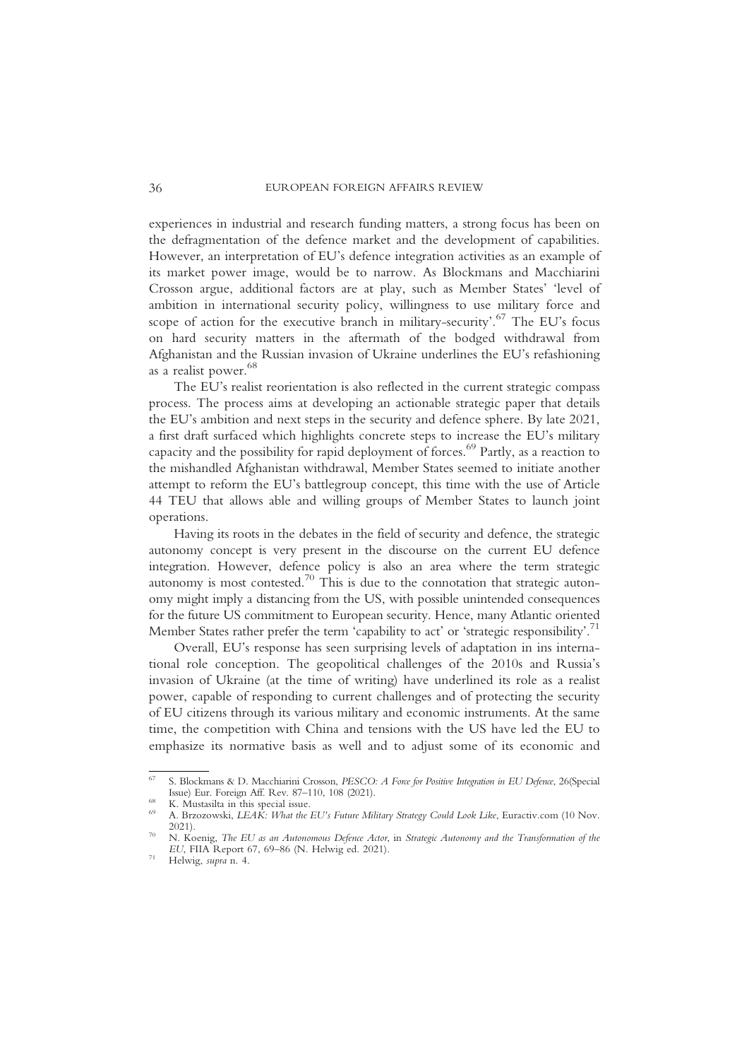experiences in industrial and research funding matters, a strong focus has been on the defragmentation of the defence market and the development of capabilities. However, an interpretation of EU's defence integration activities as an example of its market power image, would be to narrow. As Blockmans and Macchiarini Crosson argue, additional factors are at play, such as Member States' 'level of ambition in international security policy, willingness to use military force and scope of action for the executive branch in military-security'.[67] The EU's focus on hard security matters in the aftermath of the bodged withdrawal from Afghanistan and the Russian invasion of Ukraine underlines the EU's refashioning as a realist power.[68]

The EU's realist reorientation is also reflected in the current strategic compass process. The process aims at developing an actionable strategic paper that details the EU's ambition and next steps in the security and defence sphere. By late 2021, a first draft surfaced which highlights concrete steps to increase the EU's military capacity and the possibility for rapid deployment of forces.[69] Partly, as a reaction to the mishandled Afghanistan withdrawal, Member States seemed to initiate another attempt to reform the EU's battlegroup concept, this time with the use of Article 44 TEU that allows able and willing groups of Member States to launch joint operations.

Having its roots in the debates in the field of security and defence, the strategic autonomy concept is very present in the discourse on the current EU defence integration. However, defence policy is also an area where the term strategic autonomy is most contested.[70] This is due to the connotation that strategic autonomy might imply a distancing from the US, with possible unintended consequences for the future US commitment to European security. Hence, many Atlantic oriented Member States rather prefer the term 'capability to act' or 'strategic responsibility'.[71]

Overall, EU's response has seen surprising levels of adaptation in ins international role conception. The geopolitical challenges of the 2010s and Russia's invasion of Ukraine (at the time of writing) have underlined its role as a realist power, capable of responding to current challenges and of protecting the security of EU citizens through its various military and economic instruments. At the same time, the competition with China and tensions with the US have led the EU to emphasize its normative basis as well and to adjust some of its economic and

---

[67] S. Blockmans & D. Macchiarini Crosson, *PESCO: A Force for Positive Integration in EU Defence*, 26(Special Issue) Eur. Foreign Aff. Rev. 87–110, 108 (2021).

[68] K. Mustasilta in this special issue.

[69] A. Brzozowski, *LEAK: What the EU's Future Military Strategy Could Look Like*, Euractiv.com (10 Nov. 2021).

[70] N. Koenig, *The EU as an Autonomous Defence Actor*, in *Strategic Autonomy and the Transformation of the EU*, FIIA Report 67, 69–86 (N. Helwig ed. 2021).

[71] Helwig, *supra* n. 4.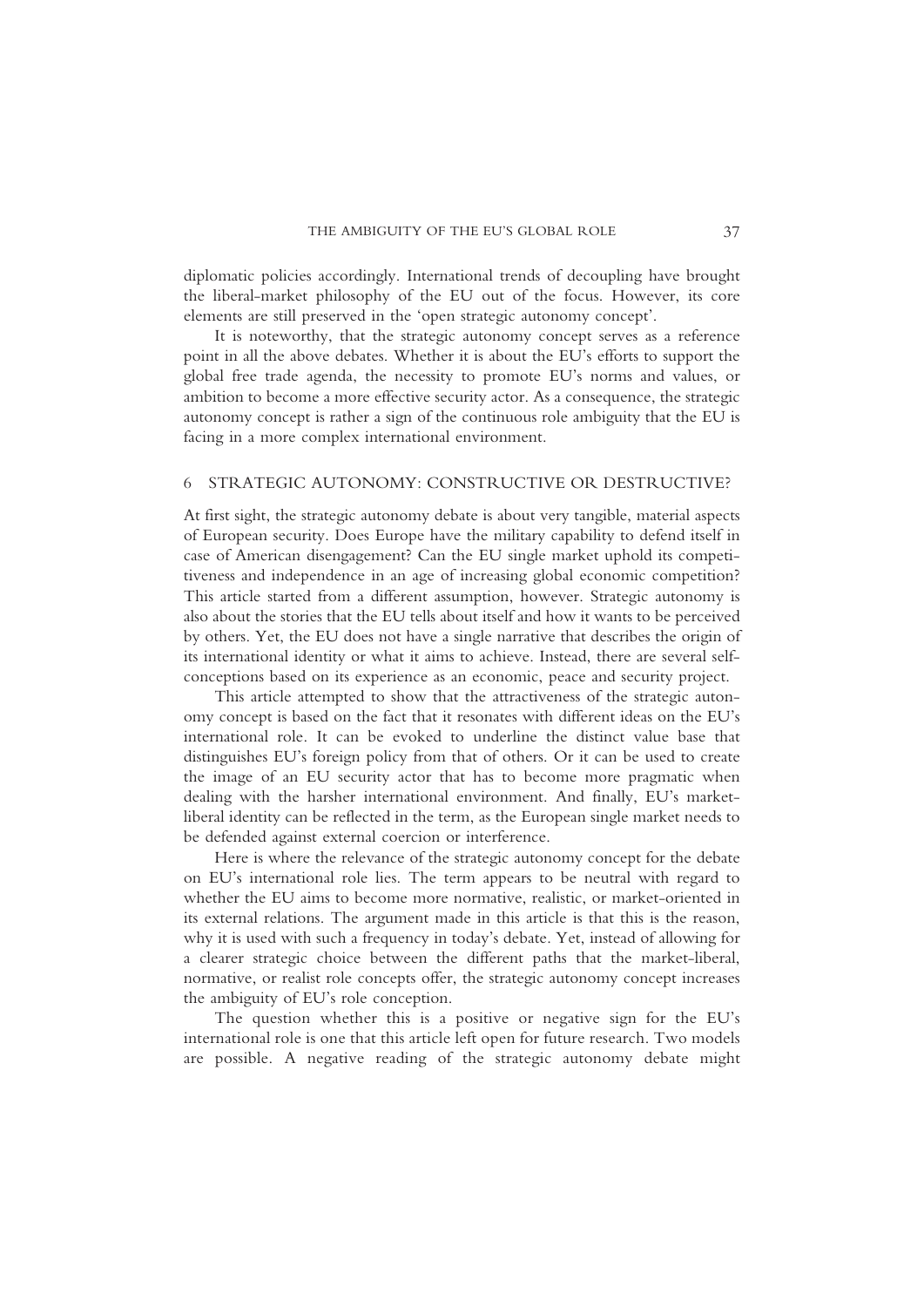diplomatic policies accordingly. International trends of decoupling have brought the liberal-market philosophy of the EU out of the focus. However, its core elements are still preserved in the 'open strategic autonomy concept'.

It is noteworthy, that the strategic autonomy concept serves as a reference point in all the above debates. Whether it is about the EU's efforts to support the global free trade agenda, the necessity to promote EU's norms and values, or ambition to become a more effective security actor. As a consequence, the strategic autonomy concept is rather a sign of the continuous role ambiguity that the EU is facing in a more complex international environment.

## 6 STRATEGIC AUTONOMY: CONSTRUCTIVE OR DESTRUCTIVE?

At first sight, the strategic autonomy debate is about very tangible, material aspects of European security. Does Europe have the military capability to defend itself in case of American disengagement? Can the EU single market uphold its competitiveness and independence in an age of increasing global economic competition? This article started from a different assumption, however. Strategic autonomy is also about the stories that the EU tells about itself and how it wants to be perceived by others. Yet, the EU does not have a single narrative that describes the origin of its international identity or what it aims to achieve. Instead, there are several self-conceptions based on its experience as an economic, peace and security project.

This article attempted to show that the attractiveness of the strategic autonomy concept is based on the fact that it resonates with different ideas on the EU's international role. It can be evoked to underline the distinct value base that distinguishes EU's foreign policy from that of others. Or it can be used to create the image of an EU security actor that has to become more pragmatic when dealing with the harsher international environment. And finally, EU's market-liberal identity can be reflected in the term, as the European single market needs to be defended against external coercion or interference.

Here is where the relevance of the strategic autonomy concept for the debate on EU's international role lies. The term appears to be neutral with regard to whether the EU aims to become more normative, realistic, or market-oriented in its external relations. The argument made in this article is that this is the reason, why it is used with such a frequency in today's debate. Yet, instead of allowing for a clearer strategic choice between the different paths that the market-liberal, normative, or realist role concepts offer, the strategic autonomy concept increases the ambiguity of EU's role conception.

The question whether this is a positive or negative sign for the EU's international role is one that this article left open for future research. Two models are possible. A negative reading of the strategic autonomy debate might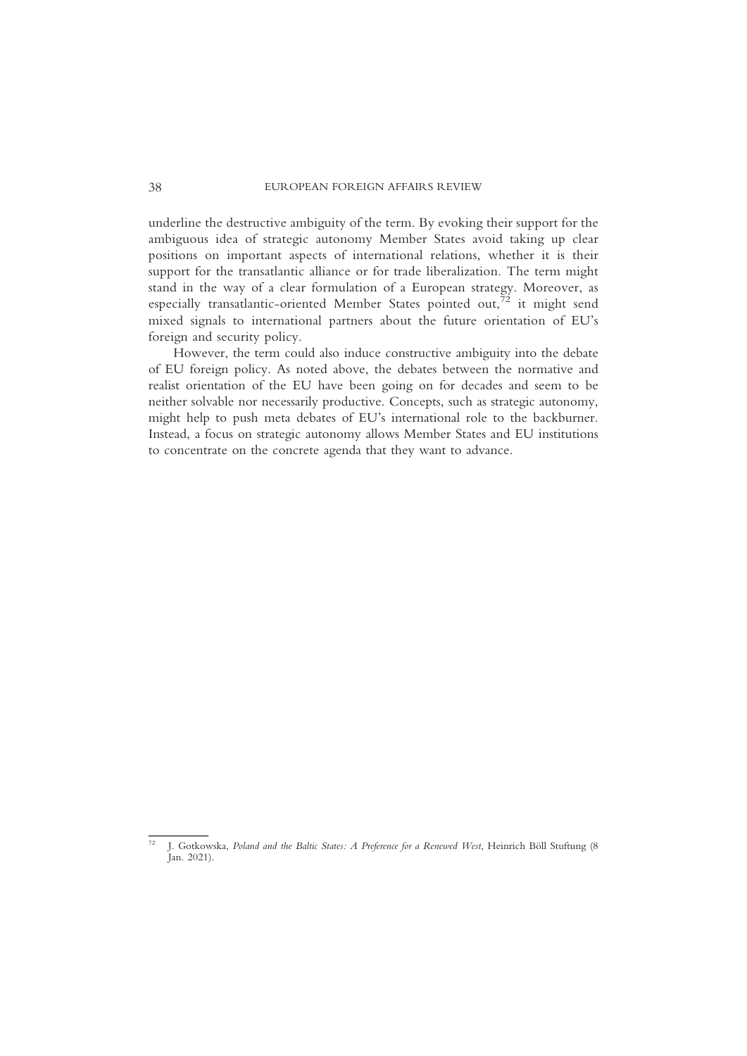underline the destructive ambiguity of the term. By evoking their support for the ambiguous idea of strategic autonomy Member States avoid taking up clear positions on important aspects of international relations, whether it is their support for the transatlantic alliance or for trade liberalization. The term might stand in the way of a clear formulation of a European strategy. Moreover, as especially transatlantic-oriented Member States pointed out,[72] it might send mixed signals to international partners about the future orientation of EU's foreign and security policy.

However, the term could also induce constructive ambiguity into the debate of EU foreign policy. As noted above, the debates between the normative and realist orientation of the EU have been going on for decades and seem to be neither solvable nor necessarily productive. Concepts, such as strategic autonomy, might help to push meta debates of EU's international role to the backburner. Instead, a focus on strategic autonomy allows Member States and EU institutions to concentrate on the concrete agenda that they want to advance.

---

[72] J. Gotkowska, *Poland and the Baltic States: A Preference for a Renewed West*, Heinrich Böll Stuftung (8 Jan. 2021).